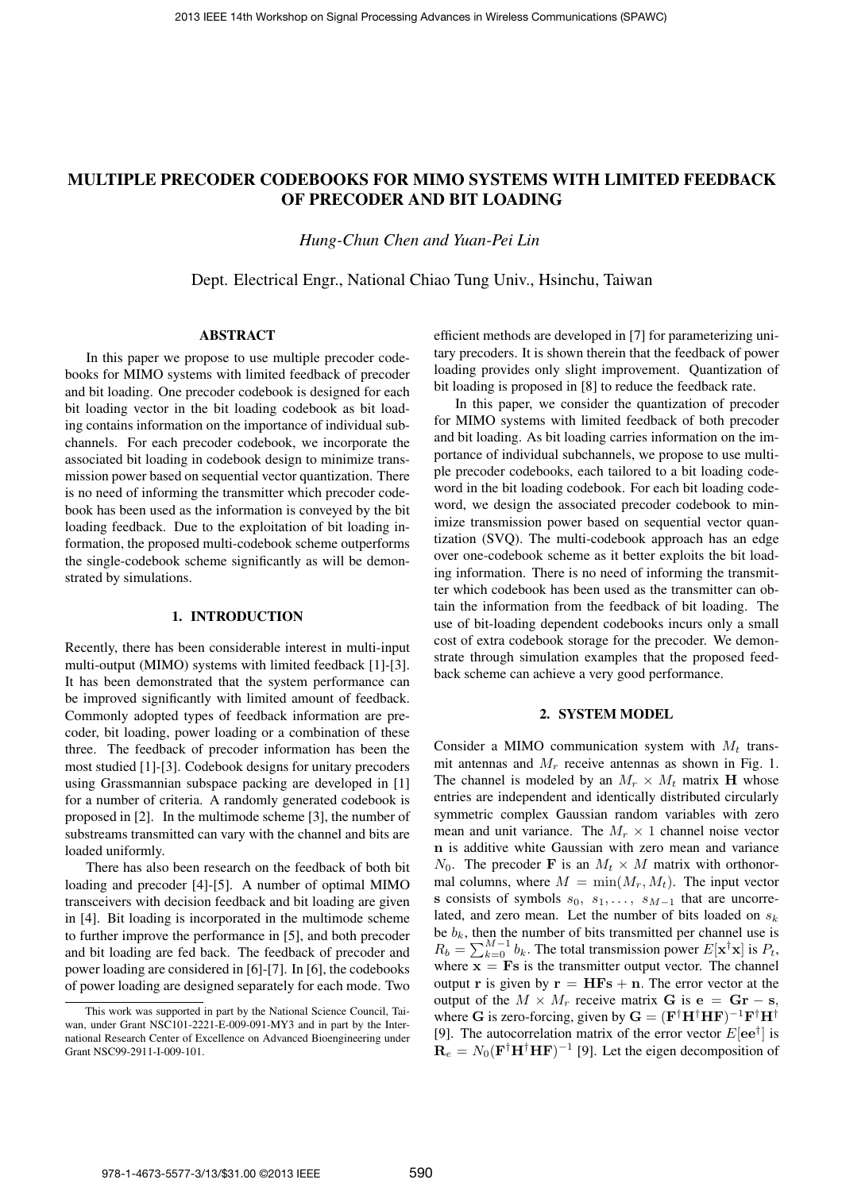# MULTIPLE PRECODER CODEBOOKS FOR MIMO SYSTEMS WITH LIMITED FEEDBACK OF PRECODER AND BIT LOADING

*Hung-Chun Chen and Yuan-Pei Lin*

Dept. Electrical Engr., National Chiao Tung Univ., Hsinchu, Taiwan

## ABSTRACT

In this paper we propose to use multiple precoder codebooks for MIMO systems with limited feedback of precoder and bit loading. One precoder codebook is designed for each bit loading vector in the bit loading codebook as bit loading contains information on the importance of individual subchannels. For each precoder codebook, we incorporate the associated bit loading in codebook design to minimize transmission power based on sequential vector quantization. There is no need of informing the transmitter which precoder codebook has been used as the information is conveyed by the bit loading feedback. Due to the exploitation of bit loading information, the proposed multi-codebook scheme outperforms the single-codebook scheme significantly as will be demonstrated by simulations.

## 1. INTRODUCTION

Recently, there has been considerable interest in multi-input multi-output (MIMO) systems with limited feedback [1]-[3]. It has been demonstrated that the system performance can be improved significantly with limited amount of feedback. Commonly adopted types of feedback information are precoder, bit loading, power loading or a combination of these three. The feedback of precoder information has been the most studied [1]-[3]. Codebook designs for unitary precoders using Grassmannian subspace packing are developed in [1] for a number of criteria. A randomly generated codebook is proposed in [2]. In the multimode scheme [3], the number of substreams transmitted can vary with the channel and bits are loaded uniformly.

There has also been research on the feedback of both bit loading and precoder [4]-[5]. A number of optimal MIMO transceivers with decision feedback and bit loading are given in [4]. Bit loading is incorporated in the multimode scheme to further improve the performance in [5], and both precoder and bit loading are fed back. The feedback of precoder and power loading are considered in [6]-[7]. In [6], the codebooks of power loading are designed separately for each mode. Two efficient methods are developed in [7] for parameterizing unitary precoders. It is shown therein that the feedback of power loading provides only slight improvement. Quantization of bit loading is proposed in [8] to reduce the feedback rate.

In this paper, we consider the quantization of precoder for MIMO systems with limited feedback of both precoder and bit loading. As bit loading carries information on the importance of individual subchannels, we propose to use multiple precoder codebooks, each tailored to a bit loading codeword in the bit loading codebook. For each bit loading codeword, we design the associated precoder codebook to minimize transmission power based on sequential vector quantization (SVQ). The multi-codebook approach has an edge over one-codebook scheme as it better exploits the bit loading information. There is no need of informing the transmitter which codebook has been used as the transmitter can obtain the information from the feedback of bit loading. The use of bit-loading dependent codebooks incurs only a small cost of extra codebook storage for the precoder. We demonstrate through simulation examples that the proposed feedback scheme can achieve a very good performance.

## 2. SYSTEM MODEL

Consider a MIMO communication system with $M_t$ transmit antennas and $M_r$ receive antennas as shown in Fig. 1. The channel is modeled by an $M_r \times M_t$ matrix $\mathbf{H}$ whose entries are independent and identically distributed circularly symmetric complex Gaussian random variables with zero mean and unit variance. The $M_r \times 1$ channel noise vector $\mathbf{n}$ is additive white Gaussian with zero mean and variance $N_0$. The precoder $\mathbf{F}$ is an $M_t \times M$ matrix with orthonormal columns, where $M = \min(M_r, M_t)$. The input vector $\mathbf{s}$ consists of symbols $s_0, s_1, \ldots, s_{M-1}$ that are uncorrelated, and zero mean. Let the number of bits loaded on $s_k$ be $b_k$, then the number of bits transmitted per channel use is $R_b = \sum_{k=0}^{M-1} b_k$. The total transmission power $E[\mathbf{x}^\dagger \mathbf{x}]$ is $P_t$, where $\mathbf{x} = \mathbf{F}\mathbf{s}$ is the transmitter output vector. The channel output $\mathbf{r}$ is given by $\mathbf{r} = \mathbf{H}\mathbf{F}\mathbf{s} + \mathbf{n}$. The error vector at the output of the $M \times M_r$ receive matrix $\mathbf{G}$ is $\mathbf{e} = \mathbf{G}\mathbf{r} - \mathbf{s}$, where $\mathbf{G}$ is zero-forcing, given by $\mathbf{G} = (\mathbf{F}^\dagger \mathbf{H}^\dagger \mathbf{H}\mathbf{F})^{-1}\mathbf{F}^\dagger \mathbf{H}^\dagger$ [9]. The autocorrelation matrix of the error vector $E[\mathbf{e}\mathbf{e}^\dagger]$ is $\mathbf{R}_e = N_0(\mathbf{F}^\dagger \mathbf{H}^\dagger \mathbf{H}\mathbf{F})^{-1}$ [9]. Let the eigen decomposition of

---

This work was supported in part by the National Science Council, Taiwan, under Grant NSC101-2221-E-009-091-MY3 and in part by the International Research Center of Excellence on Advanced Bioengineering under Grant NSC99-2911-I-009-101.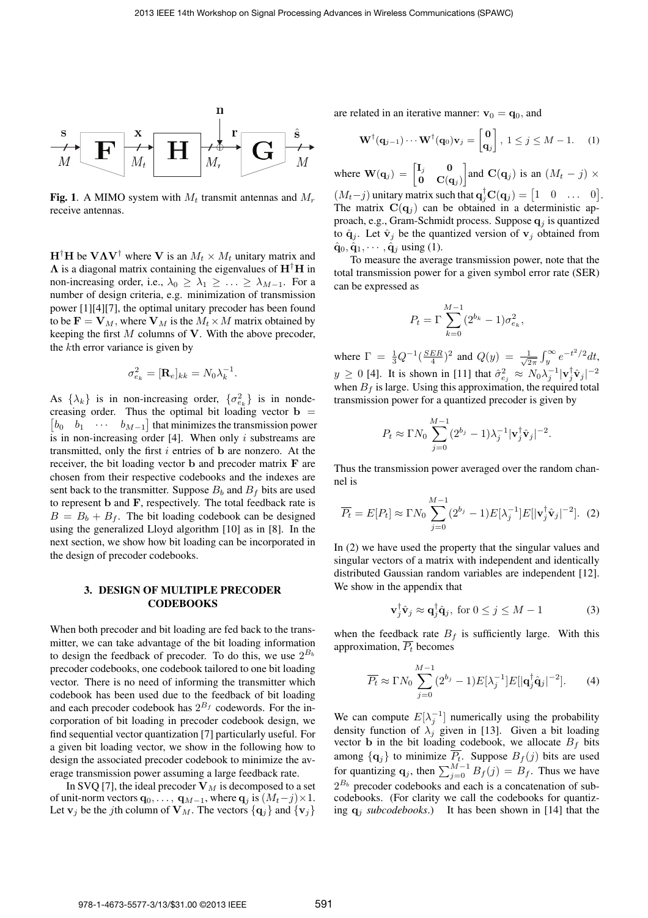**Fig. 1**. A MIMO system with $M_t$ transmit antennas and $M_r$ receive antennas.

$\mathbf{H}^\dagger\mathbf{H}$ be $\mathbf{V}\mathbf{\Lambda}\mathbf{V}^\dagger$ where $\mathbf{V}$ is an $M_t \times M_t$ unitary matrix and $\mathbf{\Lambda}$ is a diagonal matrix containing the eigenvalues of $\mathbf{H}^\dagger\mathbf{H}$ in non-increasing order, i.e., $\lambda_0 \geq \lambda_1 \geq \ldots \geq \lambda_{M-1}$. For a number of design criteria, e.g. minimization of transmission power [1][4][7], the optimal unitary precoder has been found to be $\mathbf{F} = \mathbf{V}_M$, where $\mathbf{V}_M$ is the $M_t \times M$ matrix obtained by keeping the first $M$ columns of $\mathbf{V}$. With the above precoder, the $k$th error variance is given by

$$\sigma_{e_k}^2 = [\mathbf{R}_e]_{kk} = N_0\lambda_k^{-1}.$$

As $\{\lambda_k\}$ is in non-increasing order, $\{\sigma_{e_k}^2\}$ is in nondecreasing order. Thus the optimal bit loading vector $\mathbf{b} = \begin{bmatrix} b_0 & b_1 & \cdots & b_{M-1}\end{bmatrix}$ that minimizes the transmission power is in non-increasing order [4]. When only $i$ substreams are transmitted, only the first $i$ entries of $\mathbf{b}$ are nonzero. At the receiver, the bit loading vector $\mathbf{b}$ and precoder matrix $\mathbf{F}$ are chosen from their respective codebooks and the indexes are sent back to the transmitter. Suppose $B_b$ and $B_f$ bits are used to represent $\mathbf{b}$ and $\mathbf{F}$, respectively. The total feedback rate is $B = B_b + B_f$. The bit loading codebook can be designed using the generalized Lloyd algorithm [10] as in [8]. In the next section, we show how bit loading can be incorporated in the design of precoder codebooks.

## 3. DESIGN OF MULTIPLE PRECODER CODEBOOKS

When both precoder and bit loading are fed back to the transmitter, we can take advantage of the bit loading information to design the feedback of precoder. To do this, we use $2^{B_b}$ precoder codebooks, one codebook tailored to one bit loading vector. There is no need of informing the transmitter which codebook has been used due to the feedback of bit loading and each precoder codebook has $2^{B_f}$ codewords. For the incorporation of bit loading in precoder codebook design, we find sequential vector quantization [7] particularly useful. For a given bit loading vector, we show in the following how to design the associated precoder codebook to minimize the average transmission power assuming a large feedback rate.

In SVQ [7], the ideal precoder $\mathbf{V}_M$ is decomposed to a set of unit-norm vectors $\mathbf{q}_0, \ldots, \mathbf{q}_{M-1}$, where $\mathbf{q}_j$ is $(M_t-j)\times 1$. Let $\mathbf{v}_j$ be the $j$th column of $\mathbf{V}_M$. The vectors $\{\mathbf{q}_j\}$ and $\{\mathbf{v}_j\}$ are related in an iterative manner: $\mathbf{v}_0 = \mathbf{q}_0$, and

$$\mathbf{W}^\dagger(\mathbf{q}_{j-1})\cdots\mathbf{W}^\dagger(\mathbf{q}_0)\mathbf{v}_j = \begin{bmatrix}\mathbf{0}\\ \mathbf{q}_j\end{bmatrix},\ 1 \leq j \leq M-1. \quad (1)$$

where $\mathbf{W}(\mathbf{q}_j) = \begin{bmatrix}\mathbf{I}_j & \mathbf{0}\\ \mathbf{0} & \mathbf{C}(\mathbf{q}_j)\end{bmatrix}$ and $\mathbf{C}(\mathbf{q}_j)$ is an $(M_t-j)\times(M_t-j)$ unitary matrix such that $\mathbf{q}_j^\dagger\mathbf{C}(\mathbf{q}_j) = \begin{bmatrix}1 & 0 & \ldots & 0\end{bmatrix}$. The matrix $\mathbf{C}(\mathbf{q}_j)$ can be obtained in a deterministic approach, e.g., Gram-Schmidt process. Suppose $\mathbf{q}_j$ is quantized to $\hat{\mathbf{q}}_j$. Let $\hat{\mathbf{v}}_j$ be the quantized version of $\mathbf{v}_j$ obtained from $\hat{\mathbf{q}}_0, \hat{\mathbf{q}}_1, \cdots, \hat{\mathbf{q}}_j$ using (1).

To measure the average transmission power, note that the total transmission power for a given symbol error rate (SER) can be expressed as

$$P_t = \Gamma\sum_{k=0}^{M-1}(2^{b_k}-1)\sigma_{e_k}^2,$$

where $\Gamma = \frac{1}{3}Q^{-1}(\frac{SER}{4})^2$ and $Q(y) = \frac{1}{\sqrt{2\pi}}\int_y^\infty e^{-t^2/2}dt$, $y \geq 0$ [4]. It is shown in [11] that $\hat{\sigma}_{e_j}^2 \approx N_0\lambda_j^{-1}|\mathbf{v}_j^\dagger\hat{\mathbf{v}}_j|^{-2}$ when $B_f$ is large. Using this approximation, the required total transmission power for a quantized precoder is given by

$$P_t \approx \Gamma N_0\sum_{j=0}^{M-1}(2^{b_j}-1)\lambda_j^{-1}|\mathbf{v}_j^\dagger\hat{\mathbf{v}}_j|^{-2}.$$

Thus the transmission power averaged over the random channel is

$$\overline{P_t} = E[P_t] \approx \Gamma N_0\sum_{j=0}^{M-1}(2^{b_j}-1)E[\lambda_j^{-1}]E[|\mathbf{v}_j^\dagger\hat{\mathbf{v}}_j|^{-2}]. \quad (2)$$

In (2) we have used the property that the singular values and singular vectors of a matrix with independent and identically distributed Gaussian random variables are independent [12]. We show in the appendix that

$$\mathbf{v}_j^\dagger\hat{\mathbf{v}}_j \approx \mathbf{q}_j^\dagger\hat{\mathbf{q}}_j,\ \text{for } 0 \leq j \leq M-1 \quad (3)$$

when the feedback rate $B_f$ is sufficiently large. With this approximation, $\overline{P_t}$ becomes

$$\overline{P_t} \approx \Gamma N_0\sum_{j=0}^{M-1}(2^{b_j}-1)E[\lambda_j^{-1}]E[|\mathbf{q}_j^\dagger\hat{\mathbf{q}}_j|^{-2}]. \quad (4)$$

We can compute $E[\lambda_j^{-1}]$ numerically using the probability density function of $\lambda_j$ given in [13]. Given a bit loading vector $\mathbf{b}$ in the bit loading codebook, we allocate $B_f$ bits among $\{\mathbf{q}_j\}$ to minimize $\overline{P_t}$. Suppose $B_f(j)$ bits are used for quantizing $\mathbf{q}_j$, then $\sum_{j=0}^{M-1}B_f(j) = B_f$. Thus we have $2^{B_b}$ precoder codebooks and each is a concatenation of subcodebooks. (For clarity we call the codebooks for quantizing $\mathbf{q}_j$ *subcodebooks*.) It has been shown in [14] that the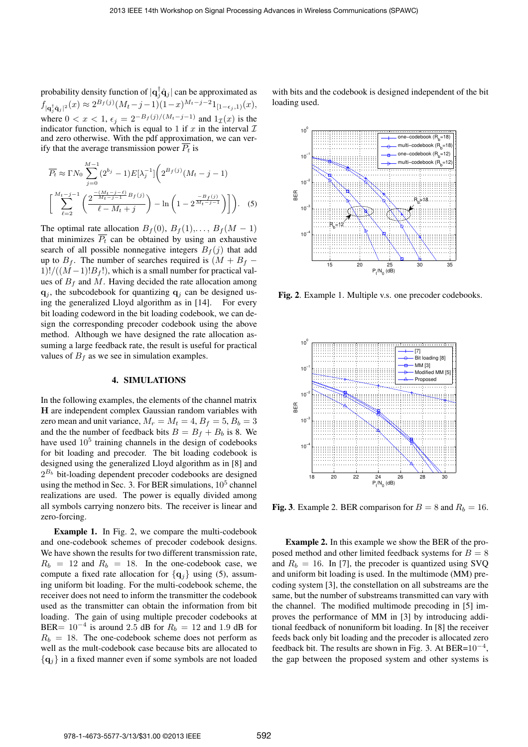probability density function of $|\mathbf{q}_j^\dagger \hat{\mathbf{q}}_j|$ can be approximated as $f_{|\mathbf{q}_j^\dagger \hat{\mathbf{q}}_j|^2}(x) \approx 2^{B_f(j)}(M_t - j - 1)(1-x)^{M_t-j-2} 1_{[1-\epsilon_j, 1)}(x)$, where $0 < x < 1$, $\epsilon_j = 2^{-B_f(j)/(M_t-j-1)}$ and $1_{\mathcal{I}}(x)$ is the indicator function, which is equal to 1 if $x$ in the interval $\mathcal{I}$ and zero otherwise. With the pdf approximation, we can verify that the average transmission power $\overline{P_t}$ is

$$\overline{P_t} \approx \Gamma N_0 \sum_{j=0}^{M-1} (2^{b_j} - 1) E[\lambda_j^{-1}] \Big( 2^{B_f(j)} (M_t - j - 1) \\ \Big[ \sum_{\ell=2}^{M_t-j-1} \Big( \frac{2^{\frac{-(M_t-j-\ell)}{M_t-j-1} B_f(j)}}{\ell - M_t + j} \Big) - \ln \Big( 1 - 2^{\frac{-B_f(j)}{M_t-j-1}} \Big) \Big] \Big). \quad (5)$$

The optimal rate allocation $B_f(0), B_f(1), \ldots, B_f(M-1)$ that minimizes $\overline{P_t}$ can be obtained by using an exhaustive search of all possible nonnegative integers $B_f(j)$ that add up to $B_f$. The number of searches required is $(M + B_f - 1)!/((M-1)!B_f!)$, which is a small number for practical values of $B_f$ and $M$. Having decided the rate allocation among $\mathbf{q}_j$, the subcodebook for quantizing $\mathbf{q}_j$ can be designed using the generalized Lloyd algorithm as in [14]. For every bit loading codeword in the bit loading codebook, we can design the corresponding precoder codebook using the above method. Although we have designed the rate allocation assuming a large feedback rate, the result is useful for practical values of $B_f$ as we see in simulation examples.

## 4. SIMULATIONS

In the following examples, the elements of the channel matrix $\mathbf{H}$ are independent complex Gaussian random variables with zero mean and unit variance, $M_r = M_t = 4$, $B_f = 5$, $B_b = 3$ and the the number of feedback bits $B = B_f + B_b$ is 8. We have used $10^5$ training channels in the design of codebooks for bit loading and precoder. The bit loading codebook is designed using the generalized Lloyd algorithm as in [8] and $2^{B_b}$ bit-loading dependent precoder codebooks are designed using the method in Sec. 3. For BER simulations, $10^5$ channel realizations are used. The power is equally divided among all symbols carrying nonzero bits. The receiver is linear and zero-forcing.

**Example 1.** In Fig. 2, we compare the multi-codebook and one-codebook schemes of precoder codebook designs. We have shown the results for two different transmission rate, $R_b = 12$ and $R_b = 18$. In the one-codebook case, we compute a fixed rate allocation for $\{\mathbf{q}_j\}$ using (5), assuming uniform bit loading. For the multi-codebook scheme, the receiver does not need to inform the transmitter the codebook used as the transmitter can obtain the information from bit loading. The gain of using multiple precoder codebooks at BER= $10^{-4}$ is around 2.5 dB for $R_b = 12$ and 1.9 dB for $R_b = 18$. The one-codebook scheme does not perform as well as the mult-codebook case because bits are allocated to $\{\mathbf{q}_j\}$ in a fixed manner even if some symbols are not loaded with bits and the codebook is designed independent of the bit loading used.

**Fig. 2**. Example 1. Multiple v.s. one precoder codebooks.

**Fig. 3**. Example 2. BER comparison for $B = 8$ and $R_b = 16$.

**Example 2.** In this example we show the BER of the proposed method and other limited feedback systems for $B = 8$ and $R_b = 16$. In [7], the precoder is quantized using SVQ and uniform bit loading is used. In the multimode (MM) precoding system [3], the constellation on all substreams are the same, but the number of substreams transmitted can vary with the channel. The modified multimode precoding in [5] improves the performance of MM in [3] by introducing additional feedback of nonuniform bit loading. In [8] the receiver feeds back only bit loading and the precoder is allocated zero feedback bit. The results are shown in Fig. 3. At BER=$10^{-4}$, the gap between the proposed system and other systems is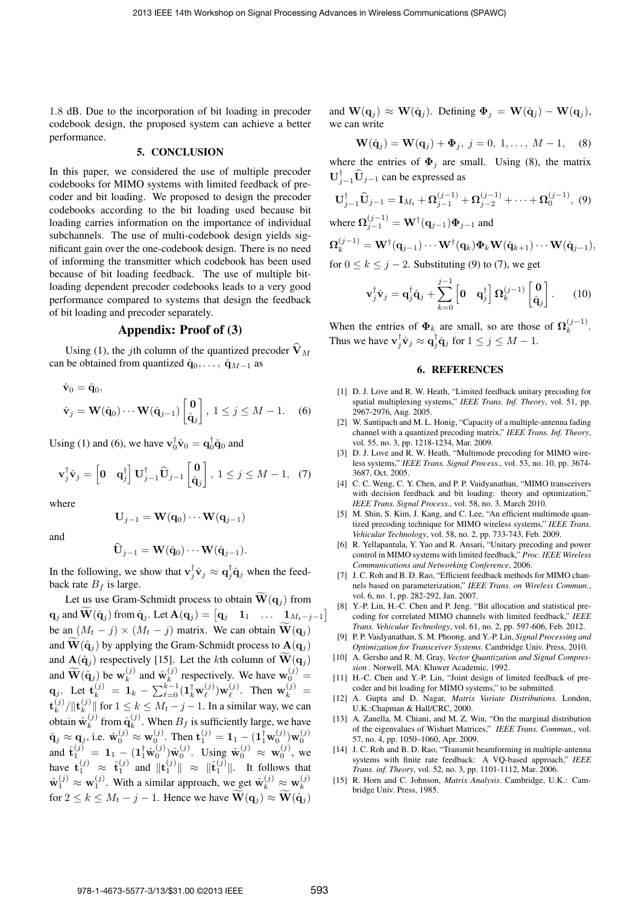1.8 dB. Due to the incorporation of bit loading in precoder codebook design, the proposed system can achieve a better performance.

## 5. CONCLUSION

In this paper, we considered the use of multiple precoder codebooks for MIMO systems with limited feedback of precoder and bit loading. We proposed to design the precoder codebooks according to the bit loading used because bit loading carries information on the importance of individual subchannels. The use of multi-codebook design yields significant gain over the one-codebook design. There is no need of informing the transmitter which codebook has been used because of bit loading feedback. The use of multiple bit-loading dependent precoder codebooks leads to a very good performance compared to systems that design the feedback of bit loading and precoder separately.

## Appendix: Proof of (3)

Using (1), the $j$th column of the quantized precoder $\widehat{\mathbf{V}}_M$ can be obtained from quantized $\hat{\mathbf{q}}_0, \ldots, \hat{\mathbf{q}}_{M-1}$ as

$$\hat{\mathbf{v}}_0 = \hat{\mathbf{q}}_0,$$

$$\hat{\mathbf{v}}_j = \mathbf{W}(\hat{\mathbf{q}}_0) \cdots \mathbf{W}(\hat{\mathbf{q}}_{j-1}) \begin{bmatrix} \mathbf{0} \\ \hat{\mathbf{q}}_j \end{bmatrix}, \ 1 \leq j \leq M-1. \quad (6)$$

Using (1) and (6), we have $\mathbf{v}_0^\dagger \hat{\mathbf{v}}_0 = \mathbf{q}_0^\dagger \hat{\mathbf{q}}_0$ and

$$\mathbf{v}_j^\dagger \hat{\mathbf{v}}_j = \begin{bmatrix} \mathbf{0} & \mathbf{q}_j^\dagger \end{bmatrix} \mathbf{U}_{j-1}^\dagger \widehat{\mathbf{U}}_{j-1} \begin{bmatrix} \mathbf{0} \\ \hat{\mathbf{q}}_j \end{bmatrix}, \ 1 \leq j \leq M-1, \quad (7)$$

where

$$\mathbf{U}_{j-1} = \mathbf{W}(\mathbf{q}_0) \cdots \mathbf{W}(\mathbf{q}_{j-1})$$

and

$$\widehat{\mathbf{U}}_{j-1} = \mathbf{W}(\hat{\mathbf{q}}_0) \cdots \mathbf{W}(\hat{\mathbf{q}}_{j-1}).$$

In the following, we show that $\mathbf{v}_j^\dagger \hat{\mathbf{v}}_j \approx \mathbf{q}_j^\dagger \hat{\mathbf{q}}_j$ when the feedback rate $B_f$ is large.

Let us use Gram-Schmidt process to obtain $\widetilde{\mathbf{W}}(\mathbf{q}_j)$ from $\mathbf{q}_j$ and $\widetilde{\mathbf{W}}(\hat{\mathbf{q}}_j)$ from $\hat{\mathbf{q}}_j$. Let $\mathbf{A}(\mathbf{q}_j) = \begin{bmatrix} \mathbf{q}_j & \mathbf{1}_1 & \ldots & \mathbf{1}_{M_t-j-1} \end{bmatrix}$ be an $(M_t - j) \times (M_t - j)$ matrix. We can obtain $\widetilde{\mathbf{W}}(\mathbf{q}_j)$ and $\widetilde{\mathbf{W}}(\hat{\mathbf{q}}_j)$ by applying the Gram-Schmidt process to $\mathbf{A}(\mathbf{q}_j)$ and $\mathbf{A}(\hat{\mathbf{q}}_j)$ respectively [15]. Let the $k$th column of $\widetilde{\mathbf{W}}(\mathbf{q}_j)$ and $\widetilde{\mathbf{W}}(\hat{\mathbf{q}}_j)$ be $\mathbf{w}_k^{(j)}$ and $\hat{\mathbf{w}}_k^{(j)}$ respectively. We have $\mathbf{w}_0^{(j)} = \mathbf{q}_j$. Let $\mathbf{t}_k^{(j)} = \mathbf{1}_k - \sum_{\ell=0}^{k-1} (\mathbf{1}_k^\dagger \mathbf{w}_\ell^{(j)}) \mathbf{w}_\ell^{(j)}$. Then $\mathbf{w}_k^{(j)} = \mathbf{t}_k^{(j)} / \|\mathbf{t}_k^{(j)}\|$ for $1 \leq k \leq M_t - j - 1$. In a similar way, we can obtain $\hat{\mathbf{w}}_k^{(j)}$ from $\hat{\mathbf{q}}_k^{(j)}$. When $B_f$ is sufficiently large, we have $\hat{\mathbf{q}}_j \approx \mathbf{q}_j$, i.e. $\hat{\mathbf{w}}_0^{(j)} \approx \mathbf{w}_0^{(j)}$. Then $\mathbf{t}_1^{(j)} = \mathbf{1}_1 - (\mathbf{1}_1^\dagger \mathbf{w}_0^{(j)}) \mathbf{w}_0^{(j)}$ and $\hat{\mathbf{t}}_1^{(j)} = \mathbf{1}_1 - (\mathbf{1}_1^\dagger \hat{\mathbf{w}}_0^{(j)}) \hat{\mathbf{w}}_0^{(j)}$. Using $\hat{\mathbf{w}}_0^{(j)} \approx \mathbf{w}_0^{(j)}$, we have $\mathbf{t}_1^{(j)} \approx \hat{\mathbf{t}}_1^{(j)}$ and $\|\mathbf{t}_1^{(j)}\| \approx \|\hat{\mathbf{t}}_1^{(j)}\|$. It follows that $\hat{\mathbf{w}}_1^{(j)} \approx \mathbf{w}_1^{(j)}$. With a similar approach, we get $\hat{\mathbf{w}}_k^{(j)} \approx \mathbf{w}_k^{(j)}$ for $2 \leq k \leq M_t - j - 1$. Hence we have $\widetilde{\mathbf{W}}(\mathbf{q}_j) \approx \widetilde{\mathbf{W}}(\hat{\mathbf{q}}_j)$ and $\mathbf{W}(\mathbf{q}_j) \approx \mathbf{W}(\hat{\mathbf{q}}_j)$. Defining $\mathbf{\Phi}_j = \mathbf{W}(\hat{\mathbf{q}}_j) - \mathbf{W}(\mathbf{q}_j)$, we can write

$$\mathbf{W}(\hat{\mathbf{q}}_j) = \mathbf{W}(\mathbf{q}_j) + \mathbf{\Phi}_j, \ j = 0, 1, \ldots, M-1, \quad (8)$$

where the entries of $\mathbf{\Phi}_j$ are small. Using (8), the matrix $\mathbf{U}_{j-1}^\dagger \widehat{\mathbf{U}}_{j-1}$ can be expressed as

$$\mathbf{U}_{j-1}^\dagger \widehat{\mathbf{U}}_{j-1} = \mathbf{I}_{M_t} + \mathbf{\Omega}_{j-1}^{(j-1)} + \mathbf{\Omega}_{j-2}^{(j-1)} + \cdots + \mathbf{\Omega}_0^{(j-1)}, \ (9)$$

where $\mathbf{\Omega}_{j-1}^{(j-1)} = \mathbf{W}^\dagger(\mathbf{q}_{j-1}) \mathbf{\Phi}_{j-1}$ and

$$\mathbf{\Omega}_k^{(j-1)} = \mathbf{W}^\dagger(\mathbf{q}_{j-1}) \cdots \mathbf{W}^\dagger(\mathbf{q}_k) \mathbf{\Phi}_k \mathbf{W}(\hat{\mathbf{q}}_{k+1}) \cdots \mathbf{W}(\hat{\mathbf{q}}_{j-1}),$$

for $0 \leq k \leq j-2$. Substituting (9) to (7), we get

$$\mathbf{v}_j^\dagger \hat{\mathbf{v}}_j = \mathbf{q}_j^\dagger \hat{\mathbf{q}}_j + \sum_{k=0}^{j-1} \begin{bmatrix} \mathbf{0} & \mathbf{q}_j^\dagger \end{bmatrix} \mathbf{\Omega}_k^{(j-1)} \begin{bmatrix} \mathbf{0} \\ \hat{\mathbf{q}}_j \end{bmatrix}. \quad (10)$$

When the entries of $\mathbf{\Phi}_k$ are small, so are those of $\mathbf{\Omega}_k^{(j-1)}$. Thus we have $\mathbf{v}_j^\dagger \hat{\mathbf{v}}_j \approx \mathbf{q}_j^\dagger \hat{\mathbf{q}}_j$ for $1 \leq j \leq M-1$.

## 6. REFERENCES

[1] D. J. Love and R. W. Heath, "Limited feedback unitary precoding for spatial multiplexing systems," *IEEE Trans. Inf. Theory*, vol. 51, pp. 2967-2976, Aug. 2005.

[2] W. Santipach and M. L. Honig, "Capacity of a multiple-antenna fading channel with a quantized precoding matrix," *IEEE Trans. Inf. Theory*, vol. 55, no. 3, pp. 1218-1234, Mar. 2009.

[3] D. J. Love and R. W. Heath, "Multimode precoding for MIMO wireless systems," *IEEE Trans. Signal Process.*, vol. 53, no. 10, pp. 3674-3687, Oct. 2005.

[4] C. C. Weng, C. Y. Chen, and P. P. Vaidyanathan, "MIMO transceivers with decision feedback and bit loading: theory and optimization," *IEEE Trans. Signal Process.*, vol. 58, no. 3, March 2010.

[5] M. Shin, S. Kim, J. Kang, and C. Lee, "An efficient multimode quantized precoding technique for MIMO wireless systems," *IEEE Trans. Vehicular Technology*, vol. 58, no. 2, pp. 733-743, Feb. 2009.

[6] R. Yellapantula, Y. Yao and R. Ansari, "Unitary precoding and power control in MIMO systems with limited feedback," *Proc. IEEE Wireless Communications and Networking Conference*, 2006.

[7] J. C. Roh and B. D. Rao, "Efficient feedback methods for MIMO channels based on parameterization," *IEEE Trans. on Wireless Commun.*, vol. 6, no. 1, pp. 282-292, Jan. 2007.

[8] Y.-P. Lin, H.-C. Chen and P. Jeng, "Bit allocation and statistical precoding for correlated MIMO channels with limited feedback," *IEEE Trans. Vehicular Technology*, vol. 61, no. 2, pp. 597-606, Feb. 2012.

[9] P. P. Vaidyanathan, S. M. Phoong, and Y.-P. Lin, *Signal Processing and Optimization for Transceiver Systems*. Cambridge Univ. Press, 2010.

[10] A. Gersho and R. M. Gray, *Vector Quantization and Signal Compression* . Norwell, MA: Kluwer Academic, 1992.

[11] H.-C. Chen and Y.-P. Lin, "Joint design of limited feedback of precoder and bit loading for MIMO systems," to be submitted.

[12] A. Gupta and D. Nagar, *Matrix Variate Distributions.* London, U.K.:Chapman & Hall/CRC, 2000.

[13] A. Zanella, M. Chiani, and M. Z. Win, "On the marginal distribution of the eigenvalues of Wishart Matrices," *IEEE Trans. Commun.*, vol. 57, no. 4, pp. 1050–1060, Apr. 2009.

[14] J. C. Roh and B. D. Rao, "Transmit beamforming in multiple-antenna systems with finite rate feedback: A VQ-based approach," *IEEE Trans. inf. Theory*, vol. 52, no. 3, pp. 1101-1112, Mar. 2006.

[15] R. Horn and C. Johnson, *Matrix Analysis*. Cambridge, U.K.: Cambridge Univ. Press, 1985.